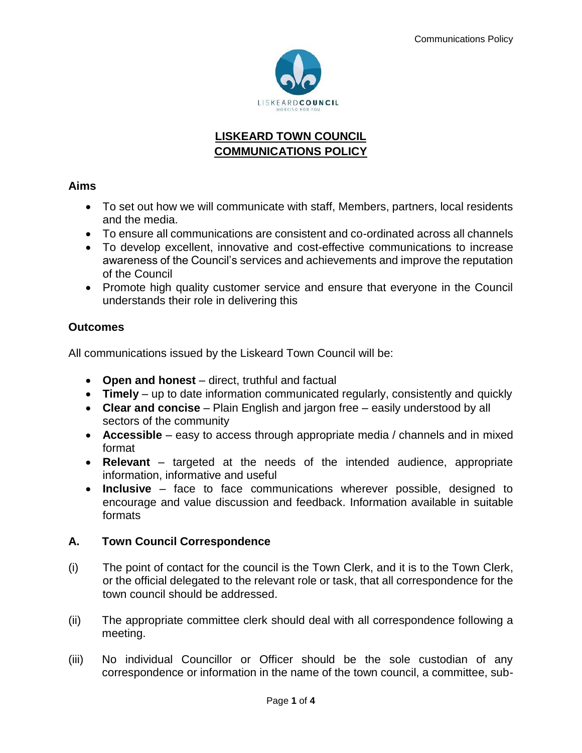# LISKEARD TOWN COUNCIL
# COMMUNICATIONS POLICY

## Aims

- To set out how we will communicate with staff, Members, partners, local residents and the media.
- To ensure all communications are consistent and co-ordinated across all channels
- To develop excellent, innovative and cost-effective communications to increase awareness of the Council's services and achievements and improve the reputation of the Council
- Promote high quality customer service and ensure that everyone in the Council understands their role in delivering this

## Outcomes

All communications issued by the Liskeard Town Council will be:

- **Open and honest** – direct, truthful and factual
- **Timely** – up to date information communicated regularly, consistently and quickly
- **Clear and concise** – Plain English and jargon free – easily understood by all sectors of the community
- **Accessible** – easy to access through appropriate media / channels and in mixed format
- **Relevant** – targeted at the needs of the intended audience, appropriate information, informative and useful
- **Inclusive** – face to face communications wherever possible, designed to encourage and value discussion and feedback. Information available in suitable formats

## A. Town Council Correspondence

(i) The point of contact for the council is the Town Clerk, and it is to the Town Clerk, or the official delegated to the relevant role or task, that all correspondence for the town council should be addressed.

(ii) The appropriate committee clerk should deal with all correspondence following a meeting.

(iii) No individual Councillor or Officer should be the sole custodian of any correspondence or information in the name of the town council, a committee, sub-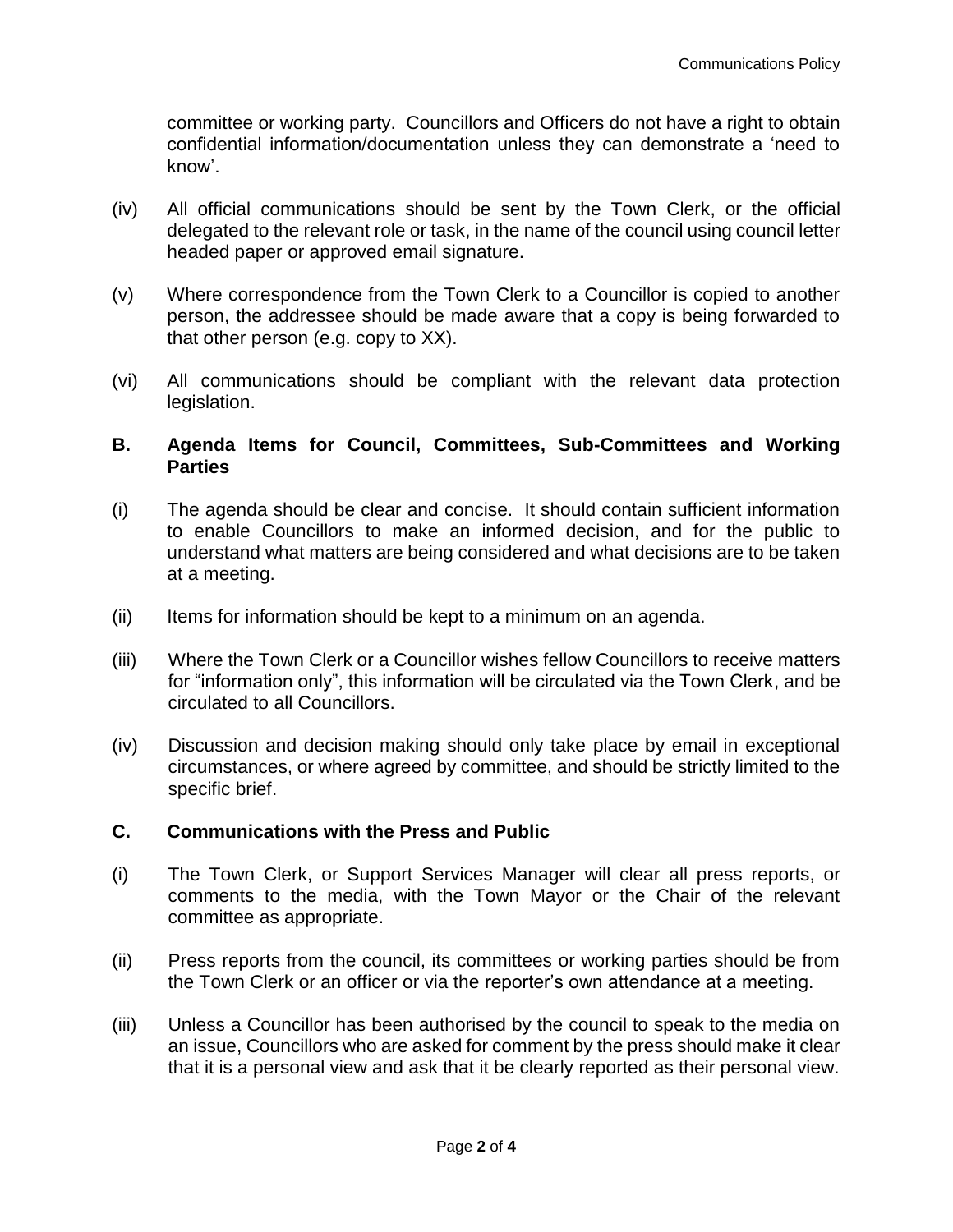committee or working party. Councillors and Officers do not have a right to obtain confidential information/documentation unless they can demonstrate a 'need to know'.

(iv) All official communications should be sent by the Town Clerk, or the official delegated to the relevant role or task, in the name of the council using council letter headed paper or approved email signature.

(v) Where correspondence from the Town Clerk to a Councillor is copied to another person, the addressee should be made aware that a copy is being forwarded to that other person (e.g. copy to XX).

(vi) All communications should be compliant with the relevant data protection legislation.

## B. Agenda Items for Council, Committees, Sub-Committees and Working Parties

(i) The agenda should be clear and concise. It should contain sufficient information to enable Councillors to make an informed decision, and for the public to understand what matters are being considered and what decisions are to be taken at a meeting.

(ii) Items for information should be kept to a minimum on an agenda.

(iii) Where the Town Clerk or a Councillor wishes fellow Councillors to receive matters for "information only", this information will be circulated via the Town Clerk, and be circulated to all Councillors.

(iv) Discussion and decision making should only take place by email in exceptional circumstances, or where agreed by committee, and should be strictly limited to the specific brief.

## C. Communications with the Press and Public

(i) The Town Clerk, or Support Services Manager will clear all press reports, or comments to the media, with the Town Mayor or the Chair of the relevant committee as appropriate.

(ii) Press reports from the council, its committees or working parties should be from the Town Clerk or an officer or via the reporter's own attendance at a meeting.

(iii) Unless a Councillor has been authorised by the council to speak to the media on an issue, Councillors who are asked for comment by the press should make it clear that it is a personal view and ask that it be clearly reported as their personal view.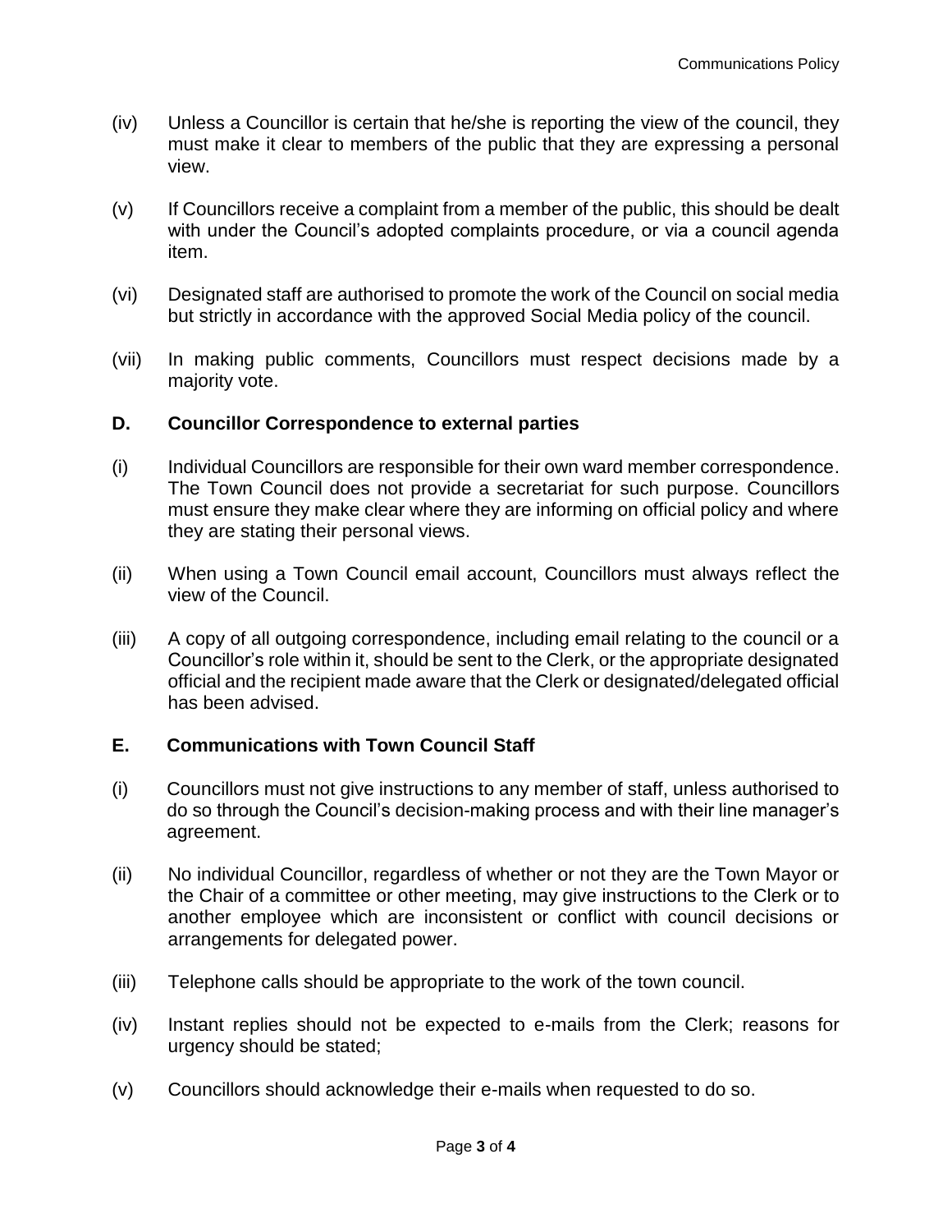(iv) Unless a Councillor is certain that he/she is reporting the view of the council, they must make it clear to members of the public that they are expressing a personal view.

(v) If Councillors receive a complaint from a member of the public, this should be dealt with under the Council's adopted complaints procedure, or via a council agenda item.

(vi) Designated staff are authorised to promote the work of the Council on social media but strictly in accordance with the approved Social Media policy of the council.

(vii) In making public comments, Councillors must respect decisions made by a majority vote.

### D. Councillor Correspondence to external parties

(i) Individual Councillors are responsible for their own ward member correspondence. The Town Council does not provide a secretariat for such purpose. Councillors must ensure they make clear where they are informing on official policy and where they are stating their personal views.

(ii) When using a Town Council email account, Councillors must always reflect the view of the Council.

(iii) A copy of all outgoing correspondence, including email relating to the council or a Councillor's role within it, should be sent to the Clerk, or the appropriate designated official and the recipient made aware that the Clerk or designated/delegated official has been advised.

### E. Communications with Town Council Staff

(i) Councillors must not give instructions to any member of staff, unless authorised to do so through the Council's decision-making process and with their line manager's agreement.

(ii) No individual Councillor, regardless of whether or not they are the Town Mayor or the Chair of a committee or other meeting, may give instructions to the Clerk or to another employee which are inconsistent or conflict with council decisions or arrangements for delegated power.

(iii) Telephone calls should be appropriate to the work of the town council.

(iv) Instant replies should not be expected to e-mails from the Clerk; reasons for urgency should be stated;

(v) Councillors should acknowledge their e-mails when requested to do so.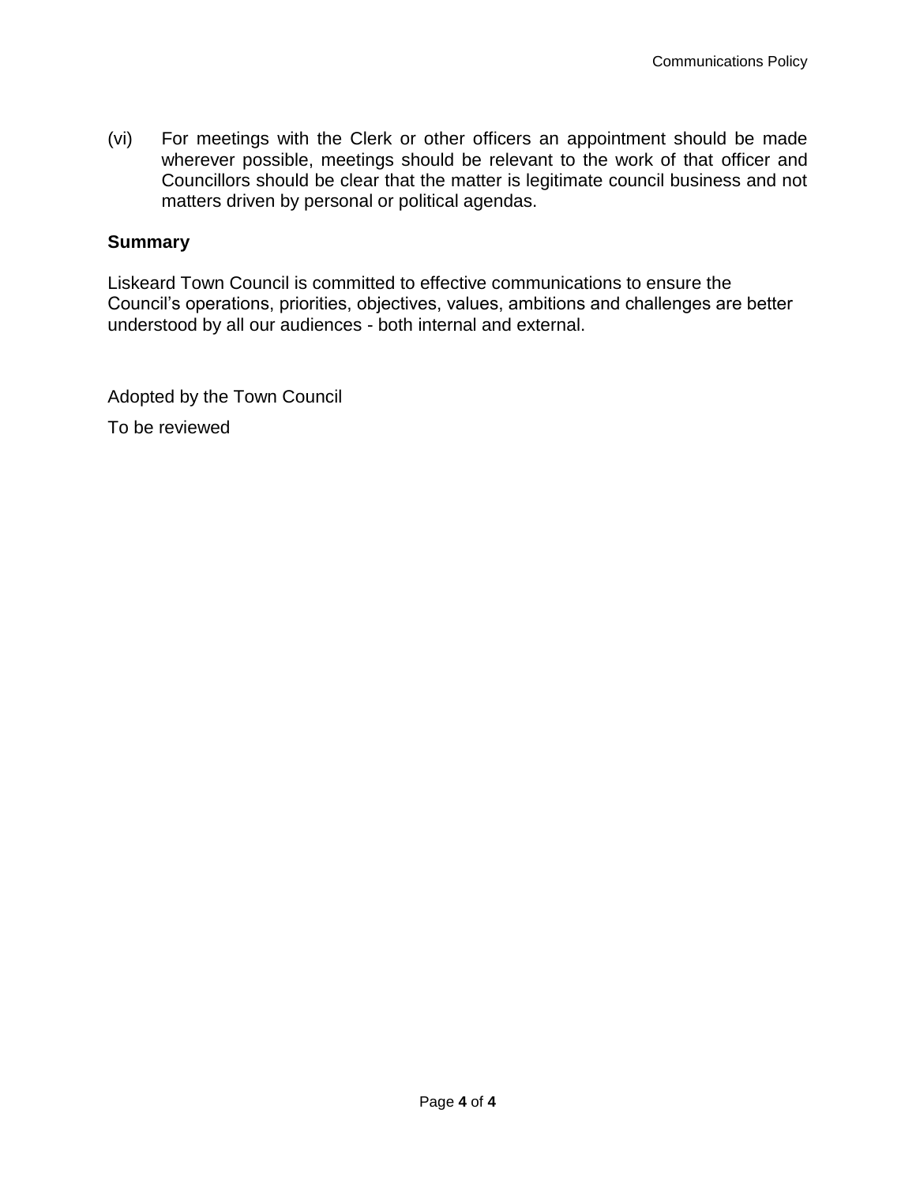(vi) For meetings with the Clerk or other officers an appointment should be made wherever possible, meetings should be relevant to the work of that officer and Councillors should be clear that the matter is legitimate council business and not matters driven by personal or political agendas.

## Summary

Liskeard Town Council is committed to effective communications to ensure the Council's operations, priorities, objectives, values, ambitions and challenges are better understood by all our audiences - both internal and external.

Adopted by the Town Council

To be reviewed